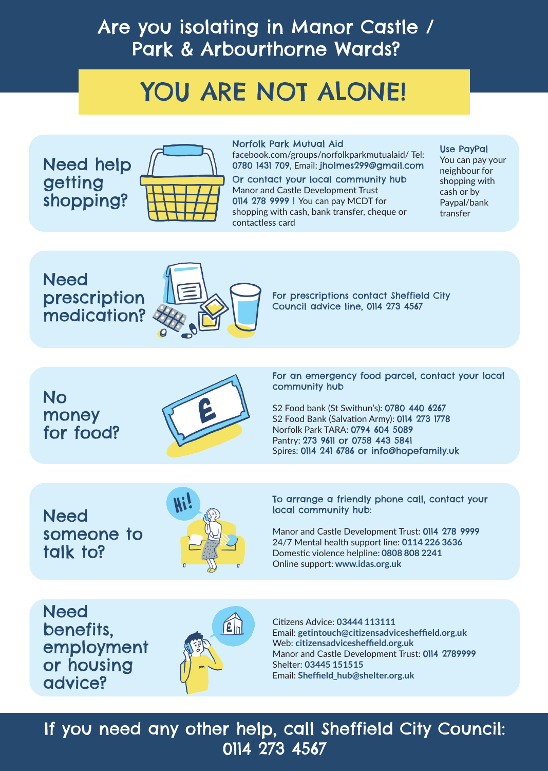# Are you isolating in Manor Castle / Park & Arbourthorne Wards?

## YOU ARE NOT ALONE!

## Need help getting shopping?

**Norfolk Park Mutual Aid**
facebook.com/groups/norfolkparkmutualaid/ Tel: 0780 1431 709, Email: jholmes299@gmail.com

**Or contact your local community hub**
Manor and Castle Development Trust
0114 278 9999 | You can pay MCDT for shopping with cash, bank transfer, cheque or contactless card

**Use PayPal**
You can pay your neighbour for shopping with cash or by Paypal/bank transfer

## Need prescription medication?

For prescriptions contact Sheffield City Council advice line, 0114 273 4567

## No money for food?

For an emergency food parcel, contact your local community hub

S2 Food bank (St Swithun's): 0780 440 6267
S2 Food Bank (Salvation Army): 0114 273 1778
Norfolk Park TARA: 0794 604 5089
Pantry: 273 9611 or 0758 443 5841
Spires: 0114 241 6786 or info@hopefamily.uk

## Need someone to talk to?

To arrange a friendly phone call, contact your local community hub:

Manor and Castle Development Trust: 0114 278 9999
24/7 Mental health support line: 0114 226 3636
Domestic violence helpline: 0808 808 2241
Online support: www.idas.org.uk

## Need benefits, employment or housing advice?

Citizens Advice: 03444 113111
Email: getintouch@citizensadvicesheffield.org.uk
Web: citizensadvicesheffield.org.uk
Manor and Castle Development Trust: 0114 2789999
Shelter: 03445 151515
Email: Sheffield_hub@shelter.org.uk

**If you need any other help, call Sheffield City Council: 0114 273 4567**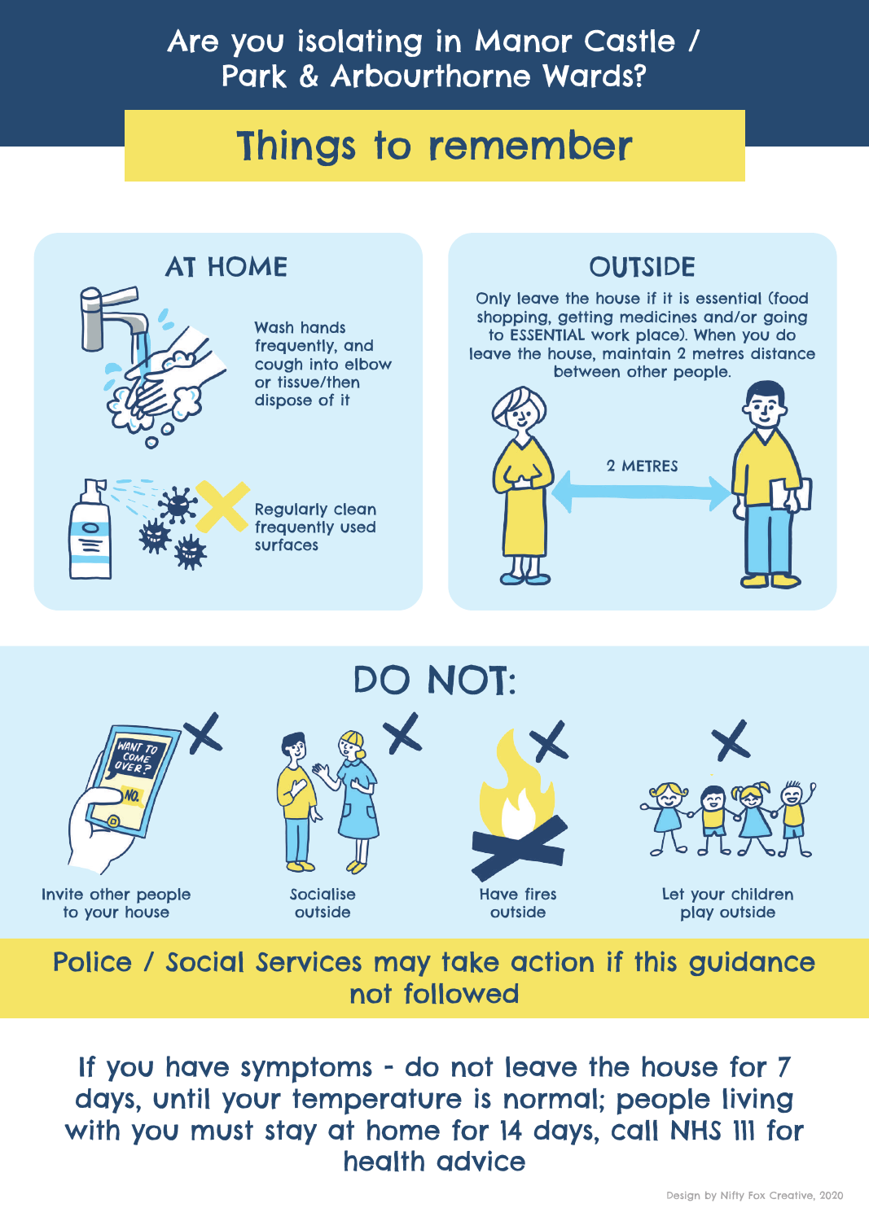# Are you isolating in Manor Castle / Park & Arbourthorne Wards?

## Things to remember

### AT HOME

Wash hands frequently, and cough into elbow or tissue/then dispose of it

Regularly clean frequently used surfaces

### OUTSIDE

Only leave the house if it is essential (food shopping, getting medicines and/or going to ESSENTIAL work place). When you do leave the house, maintain 2 metres distance between other people.

2 METRES

## DO NOT:

- Invite other people to your house
- Socialise outside
- Have fires outside
- Let your children play outside

**Police / Social Services may take action if this guidance not followed**

**If you have symptoms - do not leave the house for 7 days, until your temperature is normal; people living with you must stay at home for 14 days, call NHS 111 for health advice**

Design by Nifty Fox Creative, 2020